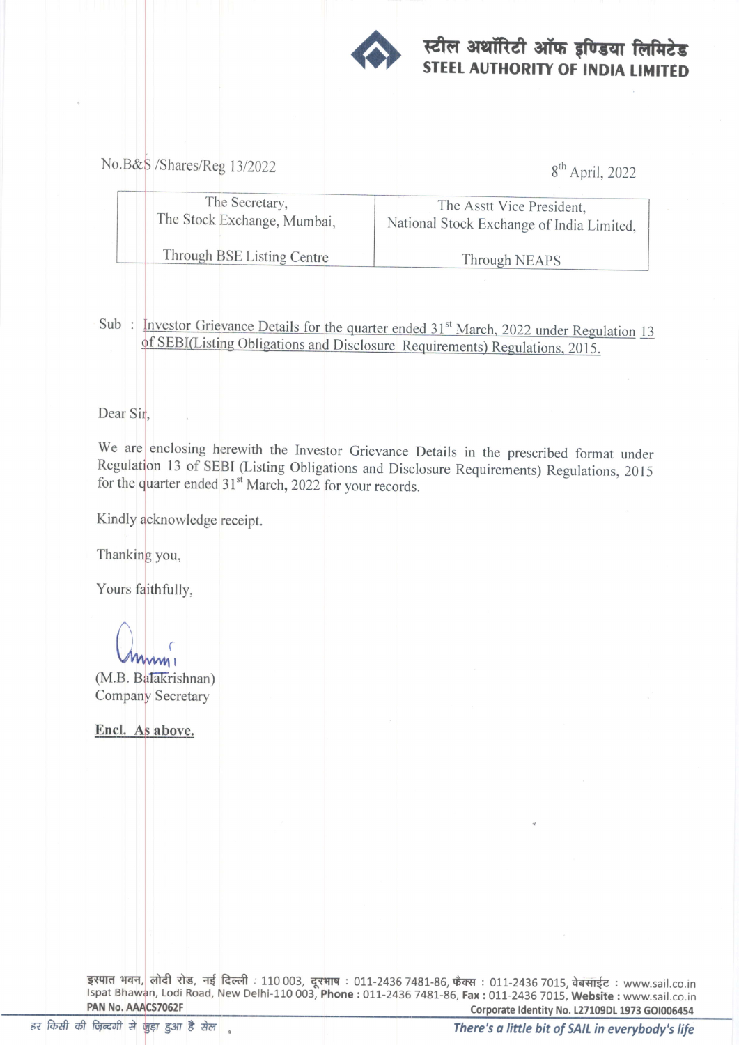स्टील अथॉरिटी ऑफ इण्डिया लिमिटेड
**STEEL AUTHORITY OF INDIA LIMITED**

No.B&S /Shares/Reg 13/2022

8th April, 2022

| The Secretary, The Stock Exchange, Mumbai, | The Asstt Vice President, National Stock Exchange of India Limited, |
|---|---|
| Through BSE Listing Centre | Through NEAPS |

Sub : Investor Grievance Details for the quarter ended 31st March, 2022 under Regulation 13 of SEBI(Listing Obligations and Disclosure Requirements) Regulations, 2015.

Dear Sir,

We are enclosing herewith the Investor Grievance Details in the prescribed format under Regulation 13 of SEBI (Listing Obligations and Disclosure Requirements) Regulations, 2015 for the quarter ended 31st March, 2022 for your records.

Kindly acknowledge receipt.

Thanking you,

Yours faithfully,

(M.B. Balakrishnan)
Company Secretary

**Encl. As above.**

इस्पात भवन, लोदी रोड, नई दिल्ली : 110 003, दूरभाष : 011-2436 7481-86, फैक्स : 011-2436 7015, वेबसाईट : www.sail.co.in
Ispat Bhawan, Lodi Road, New Delhi-110 003, **Phone :** 011-2436 7481-86, **Fax :** 011-2436 7015, **Website :** www.sail.co.in
**PAN No. AAACS7062F** **Corporate Identity No. L27109DL 1973 GOI006454**

*हर किसी की जिन्दगी से जुड़ा हुआ है सेल* ***There's a little bit of SAIL in everybody's life***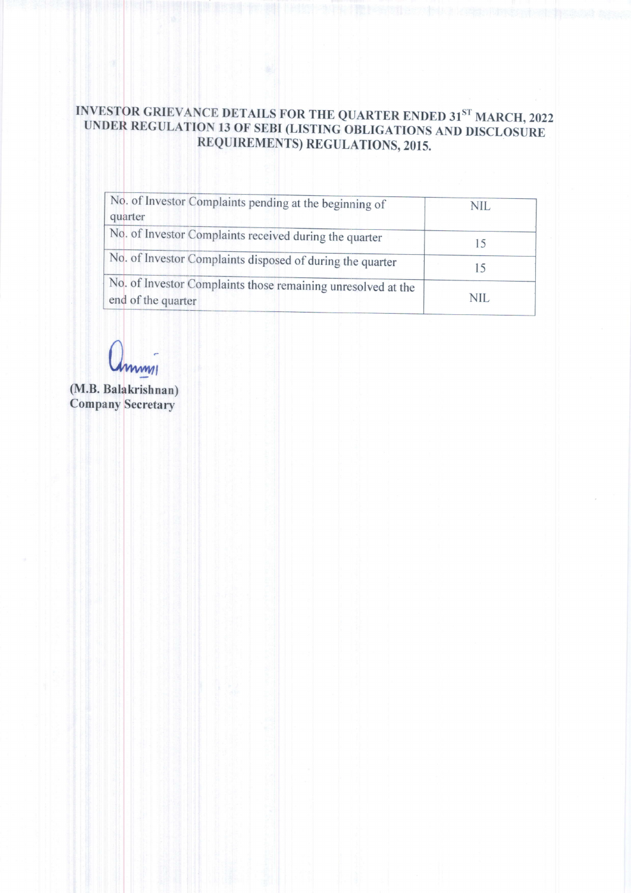**INVESTOR GRIEVANCE DETAILS FOR THE QUARTER ENDED 31ST MARCH, 2022 UNDER REGULATION 13 OF SEBI (LISTING OBLIGATIONS AND DISCLOSURE REQUIREMENTS) REGULATIONS, 2015.**

| | |
|---|---|
| No. of Investor Complaints pending at the beginning of quarter | NIL |
| No. of Investor Complaints received during the quarter | 15 |
| No. of Investor Complaints disposed of during the quarter | 15 |
| No. of Investor Complaints those remaining unresolved at the end of the quarter | NIL |

**(M.B. Balakrishnan)**
**Company Secretary**